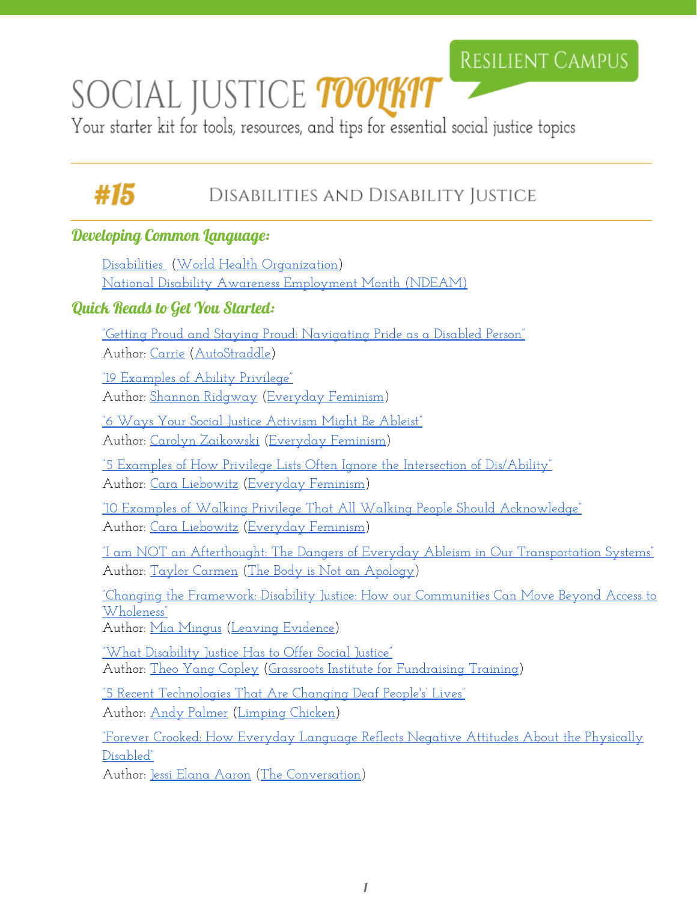# SOCIAL JUSTICE TOOLKIT

RESILIENT CAMPUS

Your starter kit for tools, resources, and tips for essential social justice topics

## #15 Disabilities and Disability Justice

### Developing Common Language:

Disabilities (World Health Organization)
National Disability Awareness Employment Month (NDEAM)

### Quick Reads to Get You Started:

"Getting Proud and Staying Proud: Navigating Pride as a Disabled Person"
Author: Carrie (AutoStraddle)

"19 Examples of Ability Privilege"
Author: Shannon Ridgway (Everyday Feminism)

"6 Ways Your Social Justice Activism Might Be Ableist"
Author: Carolyn Zaikowski (Everyday Feminism)

"5 Examples of How Privilege Lists Often Ignore the Intersection of Dis/Ability"
Author: Cara Liebowitz (Everyday Feminism)

"10 Examples of Walking Privilege That All Walking People Should Acknowledge"
Author: Cara Liebowitz (Everyday Feminism)

"I am NOT an Afterthought: The Dangers of Everyday Ableism in Our Transportation Systems"
Author: Taylor Carmen (The Body is Not an Apology)

"Changing the Framework: Disability Justice: How our Communities Can Move Beyond Access to Wholeness"
Author: Mia Mingus (Leaving Evidence)

"What Disability Justice Has to Offer Social Justice"
Author: Theo Yang Copley (Grassroots Institute for Fundraising Training)

"5 Recent Technologies That Are Changing Deaf People's' Lives"
Author: Andy Palmer (Limping Chicken)

"Forever Crooked: How Everyday Language Reflects Negative Attitudes About the Physically Disabled"
Author: Jessi Elana Aaron (The Conversation)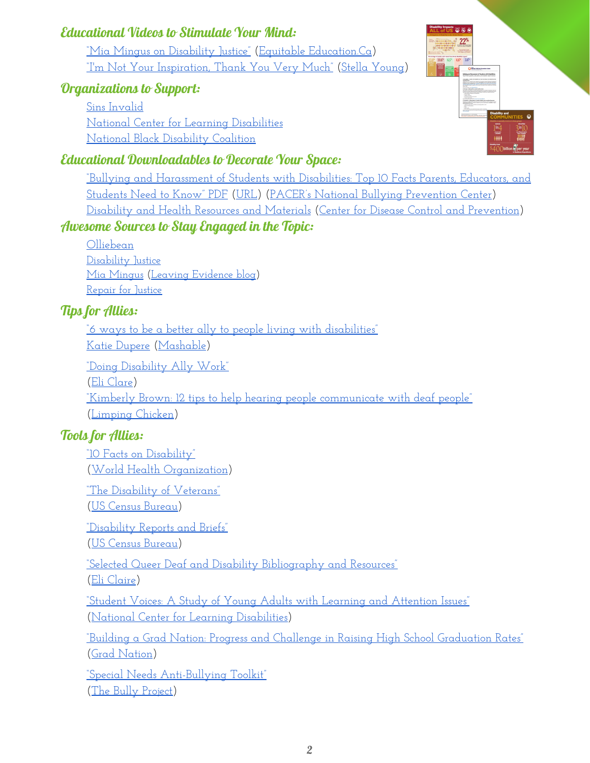## Educational Videos to Stimulate Your Mind:

"Mia Mingus on Disability Justice" (Equitable Education.Ca)
"I'm Not Your Inspiration, Thank You Very Much" (Stella Young)

## Organizations to Support:

Sins Invalid
National Center for Learning Disabilities
National Black Disability Coalition

## Educational Downloadables to Decorate Your Space:

"Bullying and Harassment of Students with Disabilities: Top 10 Facts Parents, Educators, and Students Need to Know" PDF (URL) (PACER's National Bullying Prevention Center)
Disability and Health Resources and Materials (Center for Disease Control and Prevention)

## Awesome Sources to Stay Engaged in the Topic:

Olliebean
Disability Justice
Mia Mingus (Leaving Evidence blog)
Repair for Justice

## Tips for Allies:

"6 ways to be a better ally to people living with disabilities"
Katie Dupere (Mashable)

"Doing Disability Ally Work"
(Eli Clare)
"Kimberly Brown: 12 tips to help hearing people communicate with deaf people"
(Limping Chicken)

## Tools for Allies:

"10 Facts on Disability"
(World Health Organization)

"The Disability of Veterans"
(US Census Bureau)

"Disability Reports and Briefs"
(US Census Bureau)

"Selected Queer Deaf and Disability Bibliography and Resources"
(Eli Claire)

"Student Voices: A Study of Young Adults with Learning and Attention Issues"
(National Center for Learning Disabilities)

"Building a Grad Nation: Progress and Challenge in Raising High School Graduation Rates"
(Grad Nation)

"Special Needs Anti-Bullying Toolkit"
(The Bully Project)